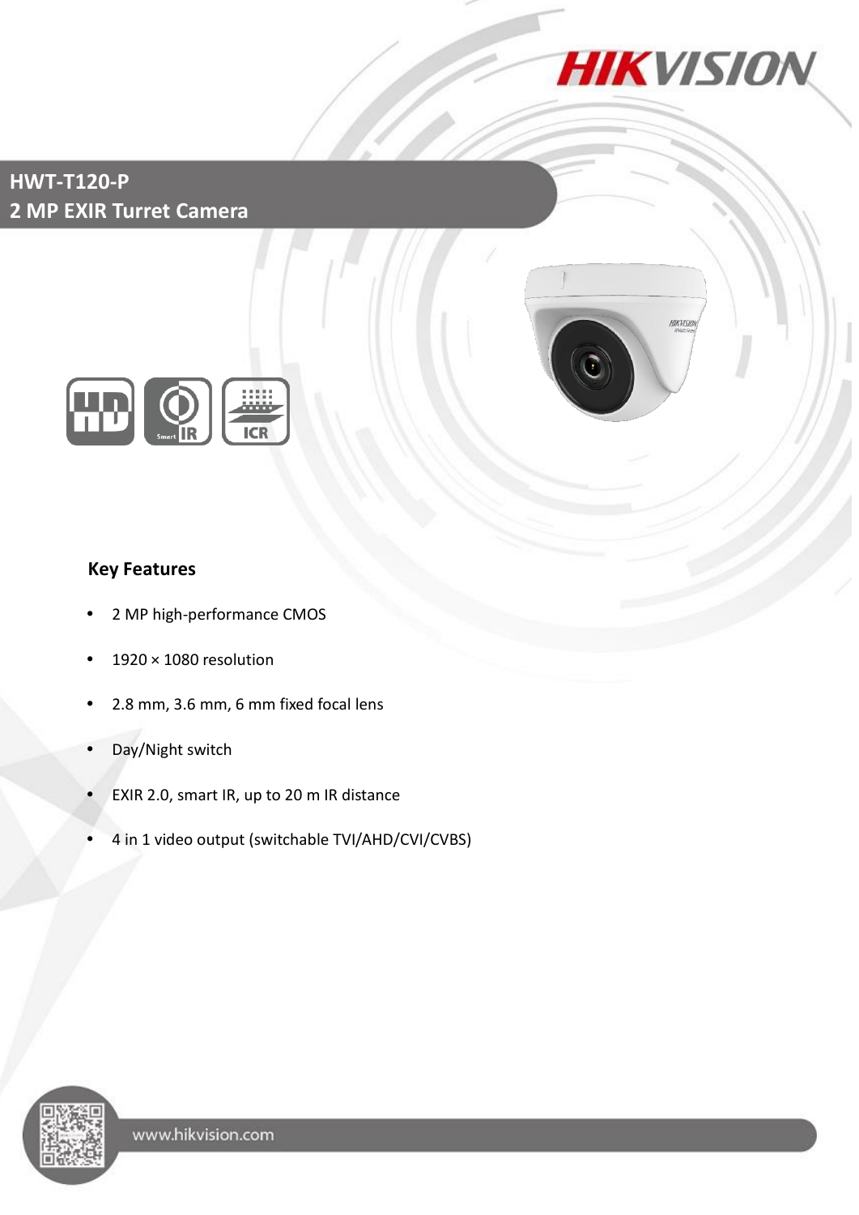# HWT-T120-P
## 2 MP EXIR Turret Camera

### Key Features

- 2 MP high-performance CMOS
- 1920 × 1080 resolution
- 2.8 mm, 3.6 mm, 6 mm fixed focal lens
- Day/Night switch
- EXIR 2.0, smart IR, up to 20 m IR distance
- 4 in 1 video output (switchable TVI/AHD/CVI/CVBS)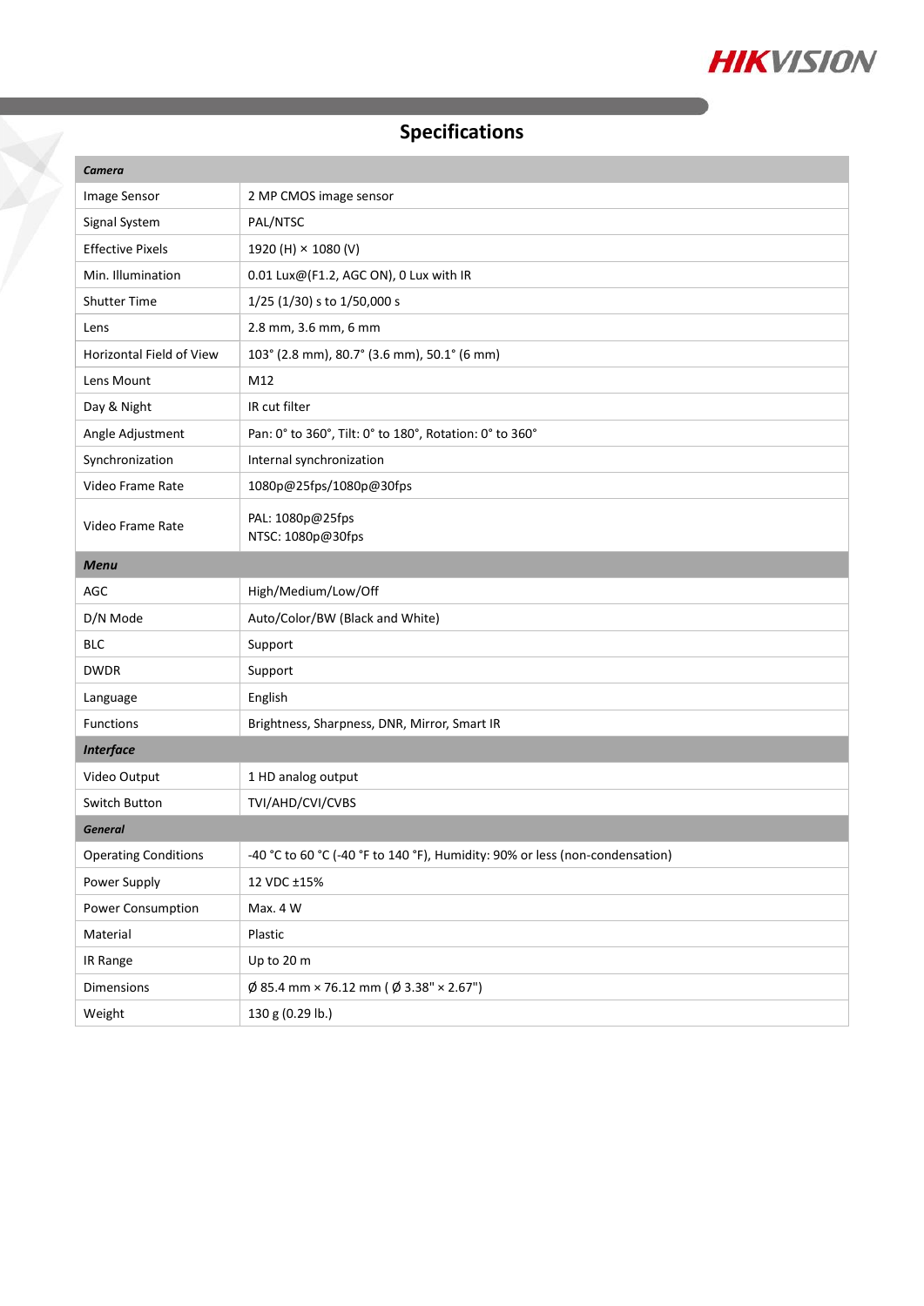## Specifications

| *Camera* | |
|---|---|
| Image Sensor | 2 MP CMOS image sensor |
| Signal System | PAL/NTSC |
| Effective Pixels | 1920 (H) × 1080 (V) |
| Min. Illumination | 0.01 Lux@(F1.2, AGC ON), 0 Lux with IR |
| Shutter Time | 1/25 (1/30) s to 1/50,000 s |
| Lens | 2.8 mm, 3.6 mm, 6 mm |
| Horizontal Field of View | 103° (2.8 mm), 80.7° (3.6 mm), 50.1° (6 mm) |
| Lens Mount | M12 |
| Day & Night | IR cut filter |
| Angle Adjustment | Pan: 0° to 360°, Tilt: 0° to 180°, Rotation: 0° to 360° |
| Synchronization | Internal synchronization |
| Video Frame Rate | 1080p@25fps/1080p@30fps |
| Video Frame Rate | PAL: 1080p@25fps<br>NTSC: 1080p@30fps |
| ***Menu*** | |
| AGC | High/Medium/Low/Off |
| D/N Mode | Auto/Color/BW (Black and White) |
| BLC | Support |
| DWDR | Support |
| Language | English |
| Functions | Brightness, Sharpness, DNR, Mirror, Smart IR |
| ***Interface*** | |
| Video Output | 1 HD analog output |
| Switch Button | TVI/AHD/CVI/CVBS |
| ***General*** | |
| Operating Conditions | -40 °C to 60 °C (-40 °F to 140 °F), Humidity: 90% or less (non-condensation) |
| Power Supply | 12 VDC ±15% |
| Power Consumption | Max. 4 W |
| Material | Plastic |
| IR Range | Up to 20 m |
| Dimensions | Ø 85.4 mm × 76.12 mm ( Ø 3.38" × 2.67") |
| Weight | 130 g (0.29 lb.) |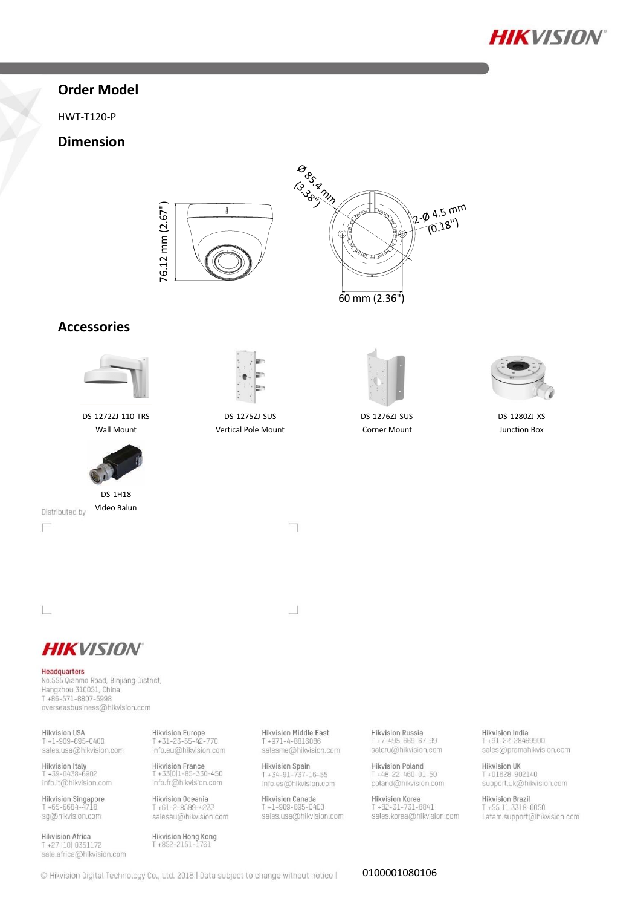## Order Model

HWT-T120-P

## Dimension

76.12 mm (2.67")

Ø 85.4 mm (3.38")

2-Ø 4.5 mm (0.18")

60 mm (2.36")

## Accessories

DS-1272ZJ-110-TRS
Wall Mount

DS-1275ZJ-SUS
Vertical Pole Mount

DS-1276ZJ-SUS
Corner Mount

DS-1280ZJ-XS
Junction Box

DS-1H18
Video Balun

Distributed by

**HIKVISION**

**Headquarters**
No.555 Qianmo Road, Binjiang District,
Hangzhou 310051, China
T +86-571-8807-5998
overseasbusiness@hikvision.com

Hikvision USA
T +1-909-895-0400
sales.usa@hikvision.com

Hikvision Europe
T +31-23-55-42-770
info.eu@hikvision.com

Hikvision Middle East
T +971-4-8816086
salesme@hikvision.com

Hikvision Russia
T +7-495-669-67-99
saleru@hikvision.com

Hikvision India
T +91-22-28469900
sales@pramahikvision.com

Hikvision Italy
T +39-0438-6902
info.it@hikvision.com

Hikvision France
T +33(0)1-85-330-450
info.fr@hikvision.com

Hikvision Spain
T +34-91-737-16-55
info.es@hikvision.com

Hikvision Poland
T +48-22-460-01-50
poland@hikvision.com

Hikvision UK
T +01628-902140
support.uk@hikvision.com

Hikvision Singapore
T +65-6684-4718
sg@hikvision.com

Hikvision Oceania
T +61-2-8599-4233
salesau@hikvision.com

Hikvision Canada
T +1-909-895-0400
sales.usa@hikvision.com

Hikvision Korea
T +82-31-731-8841
sales.korea@hikvision.com

Hikvision Brazil
T +55 11 3318-0050
Latam.support@hikvision.com

Hikvision Africa
T +27 (10) 0351172
sale.africa@hikvision.com

Hikvision Hong Kong
T +852-2151-1761

© Hikvision Digital Technology Co., Ltd. 2018 | Data subject to change without notice | 0100001080106